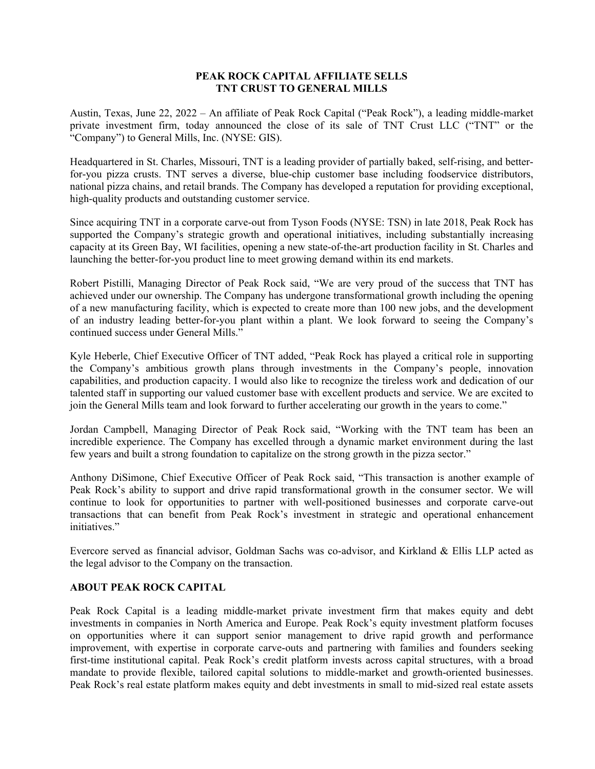# PEAK ROCK CAPITAL AFFILIATE SELLS TNT CRUST TO GENERAL MILLS

Austin, Texas, June 22, 2022 – An affiliate of Peak Rock Capital ("Peak Rock"), a leading middle-market private investment firm, today announced the close of its sale of TNT Crust LLC ("TNT" or the "Company") to General Mills, Inc. (NYSE: GIS).

Headquartered in St. Charles, Missouri, TNT is a leading provider of partially baked, self-rising, and better-for-you pizza crusts. TNT serves a diverse, blue-chip customer base including foodservice distributors, national pizza chains, and retail brands. The Company has developed a reputation for providing exceptional, high-quality products and outstanding customer service.

Since acquiring TNT in a corporate carve-out from Tyson Foods (NYSE: TSN) in late 2018, Peak Rock has supported the Company's strategic growth and operational initiatives, including substantially increasing capacity at its Green Bay, WI facilities, opening a new state-of-the-art production facility in St. Charles and launching the better-for-you product line to meet growing demand within its end markets.

Robert Pistilli, Managing Director of Peak Rock said, "We are very proud of the success that TNT has achieved under our ownership. The Company has undergone transformational growth including the opening of a new manufacturing facility, which is expected to create more than 100 new jobs, and the development of an industry leading better-for-you plant within a plant. We look forward to seeing the Company's continued success under General Mills."

Kyle Heberle, Chief Executive Officer of TNT added, "Peak Rock has played a critical role in supporting the Company's ambitious growth plans through investments in the Company's people, innovation capabilities, and production capacity. I would also like to recognize the tireless work and dedication of our talented staff in supporting our valued customer base with excellent products and service. We are excited to join the General Mills team and look forward to further accelerating our growth in the years to come."

Jordan Campbell, Managing Director of Peak Rock said, "Working with the TNT team has been an incredible experience. The Company has excelled through a dynamic market environment during the last few years and built a strong foundation to capitalize on the strong growth in the pizza sector."

Anthony DiSimone, Chief Executive Officer of Peak Rock said, "This transaction is another example of Peak Rock's ability to support and drive rapid transformational growth in the consumer sector. We will continue to look for opportunities to partner with well-positioned businesses and corporate carve-out transactions that can benefit from Peak Rock's investment in strategic and operational enhancement initiatives."

Evercore served as financial advisor, Goldman Sachs was co-advisor, and Kirkland & Ellis LLP acted as the legal advisor to the Company on the transaction.

## ABOUT PEAK ROCK CAPITAL

Peak Rock Capital is a leading middle-market private investment firm that makes equity and debt investments in companies in North America and Europe. Peak Rock's equity investment platform focuses on opportunities where it can support senior management to drive rapid growth and performance improvement, with expertise in corporate carve-outs and partnering with families and founders seeking first-time institutional capital. Peak Rock's credit platform invests across capital structures, with a broad mandate to provide flexible, tailored capital solutions to middle-market and growth-oriented businesses. Peak Rock's real estate platform makes equity and debt investments in small to mid-sized real estate assets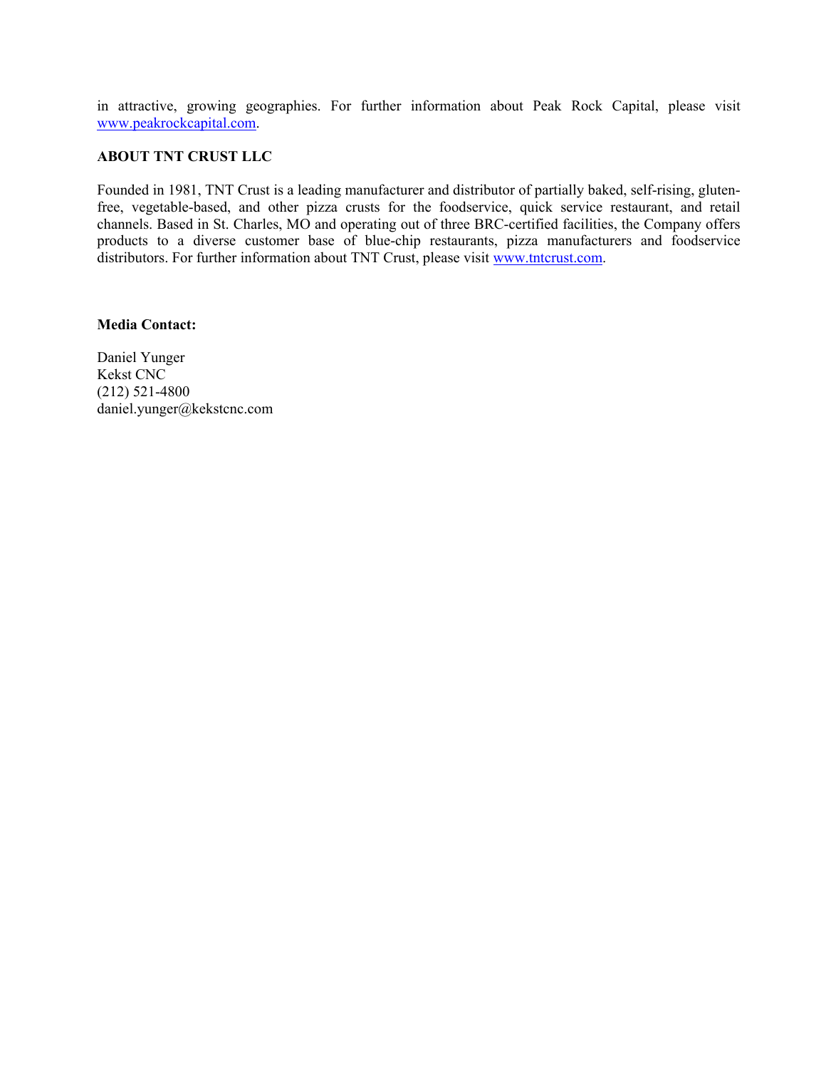in attractive, growing geographies. For further information about Peak Rock Capital, please visit www.peakrockcapital.com.

**ABOUT TNT CRUST LLC**

Founded in 1981, TNT Crust is a leading manufacturer and distributor of partially baked, self-rising, gluten-free, vegetable-based, and other pizza crusts for the foodservice, quick service restaurant, and retail channels. Based in St. Charles, MO and operating out of three BRC-certified facilities, the Company offers products to a diverse customer base of blue-chip restaurants, pizza manufacturers and foodservice distributors. For further information about TNT Crust, please visit www.tntcrust.com.

**Media Contact:**

Daniel Yunger
Kekst CNC
(212) 521-4800
daniel.yunger@kekstcnc.com